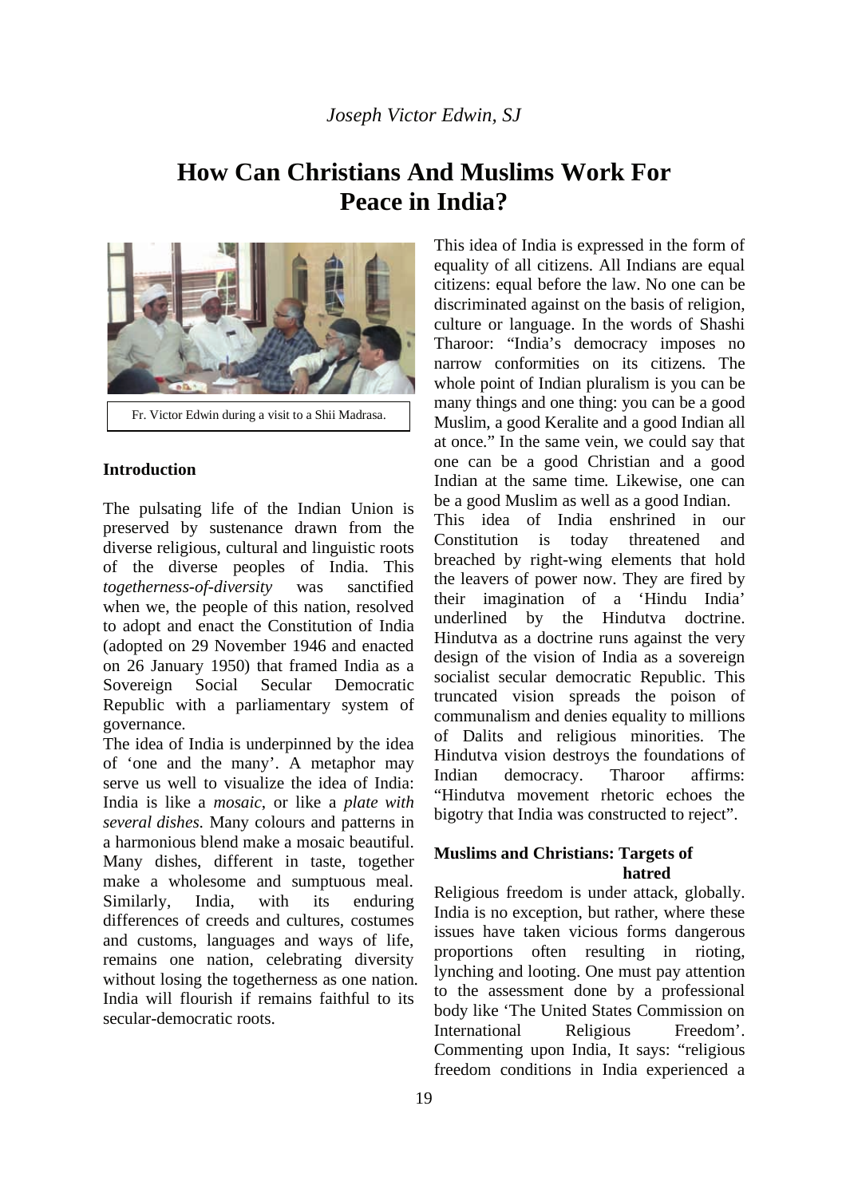*Joseph Victor Edwin, SJ*

# How Can Christians And Muslims Work For Peace in India?

Fr. Victor Edwin during a visit to a Shii Madrasa.

### Introduction

The pulsating life of the Indian Union is preserved by sustenance drawn from the diverse religious, cultural and linguistic roots of the diverse peoples of India. This *togetherness-of-diversity* was sanctified when we, the people of this nation, resolved to adopt and enact the Constitution of India (adopted on 29 November 1946 and enacted on 26 January 1950) that framed India as a Sovereign Social Secular Democratic Republic with a parliamentary system of governance.

The idea of India is underpinned by the idea of 'one and the many'. A metaphor may serve us well to visualize the idea of India: India is like a *mosaic*, or like a *plate with several dishes*. Many colours and patterns in a harmonious blend make a mosaic beautiful. Many dishes, different in taste, together make a wholesome and sumptuous meal. Similarly, India, with its enduring differences of creeds and cultures, costumes and customs, languages and ways of life, remains one nation, celebrating diversity without losing the togetherness as one nation. India will flourish if remains faithful to its secular-democratic roots.

This idea of India is expressed in the form of equality of all citizens. All Indians are equal citizens: equal before the law. No one can be discriminated against on the basis of religion, culture or language. In the words of Shashi Tharoor: "India's democracy imposes no narrow conformities on its citizens. The whole point of Indian pluralism is you can be many things and one thing: you can be a good Muslim, a good Keralite and a good Indian all at once." In the same vein, we could say that one can be a good Christian and a good Indian at the same time. Likewise, one can be a good Muslim as well as a good Indian.

This idea of India enshrined in our Constitution is today threatened and breached by right-wing elements that hold the leavers of power now. They are fired by their imagination of a 'Hindu India' underlined by the Hindutva doctrine. Hindutva as a doctrine runs against the very design of the vision of India as a sovereign socialist secular democratic Republic. This truncated vision spreads the poison of communalism and denies equality to millions of Dalits and religious minorities. The Hindutva vision destroys the foundations of Indian democracy. Tharoor affirms: "Hindutva movement rhetoric echoes the bigotry that India was constructed to reject".

### Muslims and Christians: Targets of hatred

Religious freedom is under attack, globally. India is no exception, but rather, where these issues have taken vicious forms dangerous proportions often resulting in rioting, lynching and looting. One must pay attention to the assessment done by a professional body like 'The United States Commission on International Religious Freedom'. Commenting upon India, It says: "religious freedom conditions in India experienced a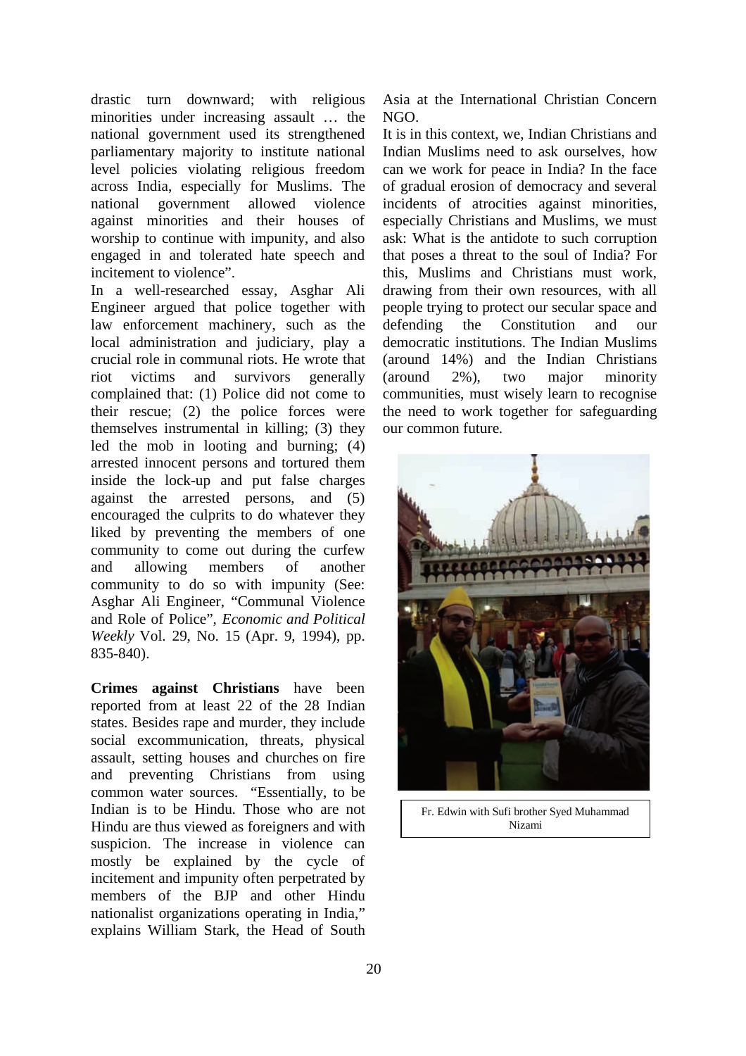drastic turn downward; with religious minorities under increasing assault … the national government used its strengthened parliamentary majority to institute national level policies violating religious freedom across India, especially for Muslims. The national government allowed violence against minorities and their houses of worship to continue with impunity, and also engaged in and tolerated hate speech and incitement to violence".

In a well-researched essay, Asghar Ali Engineer argued that police together with law enforcement machinery, such as the local administration and judiciary, play a crucial role in communal riots. He wrote that riot victims and survivors generally complained that: (1) Police did not come to their rescue; (2) the police forces were themselves instrumental in killing; (3) they led the mob in looting and burning; (4) arrested innocent persons and tortured them inside the lock-up and put false charges against the arrested persons, and (5) encouraged the culprits to do whatever they liked by preventing the members of one community to come out during the curfew and allowing members of another community to do so with impunity (See: Asghar Ali Engineer, "Communal Violence and Role of Police", *Economic and Political Weekly* Vol. 29, No. 15 (Apr. 9, 1994), pp. 835-840).

**Crimes against Christians** have been reported from at least 22 of the 28 Indian states. Besides rape and murder, they include social excommunication, threats, physical assault, setting houses and churches on fire and preventing Christians from using common water sources. "Essentially, to be Indian is to be Hindu. Those who are not Hindu are thus viewed as foreigners and with suspicion. The increase in violence can mostly be explained by the cycle of incitement and impunity often perpetrated by members of the BJP and other Hindu nationalist organizations operating in India," explains William Stark, the Head of South Asia at the International Christian Concern NGO.

It is in this context, we, Indian Christians and Indian Muslims need to ask ourselves, how can we work for peace in India? In the face of gradual erosion of democracy and several incidents of atrocities against minorities, especially Christians and Muslims, we must ask: What is the antidote to such corruption that poses a threat to the soul of India? For this, Muslims and Christians must work, drawing from their own resources, with all people trying to protect our secular space and defending the Constitution and our democratic institutions. The Indian Muslims (around 14%) and the Indian Christians (around 2%), two major minority communities, must wisely learn to recognise the need to work together for safeguarding our common future.

Fr. Edwin with Sufi brother Syed Muhammad Nizami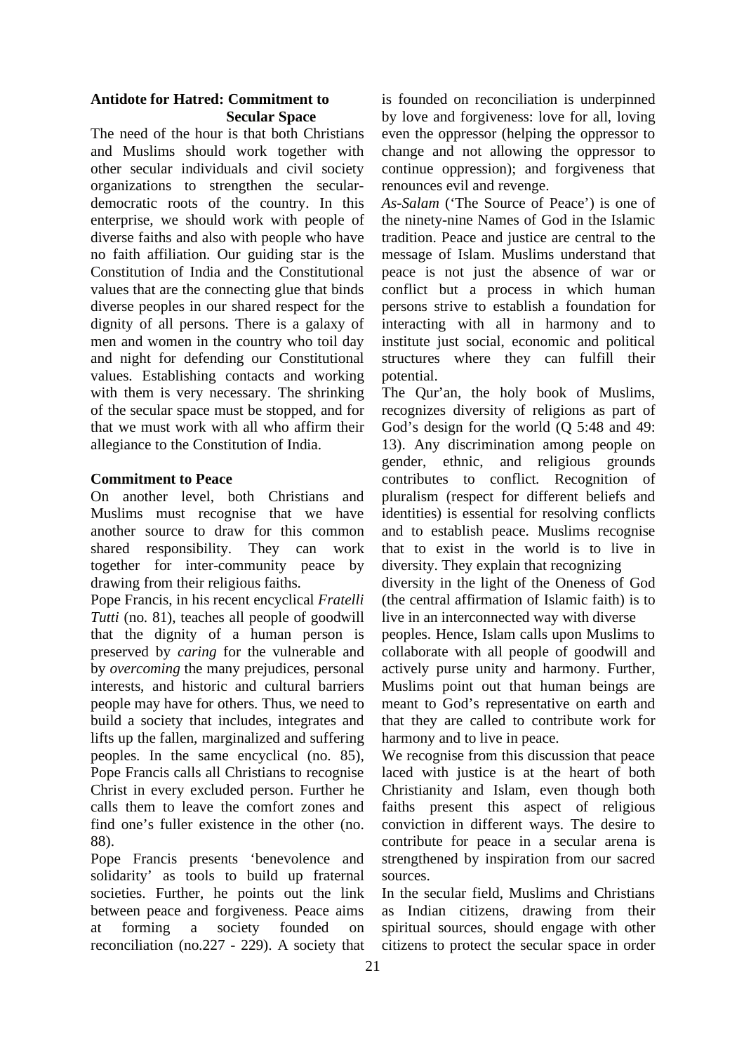### Antidote for Hatred: Commitment to Secular Space

The need of the hour is that both Christians and Muslims should work together with other secular individuals and civil society organizations to strengthen the secular-democratic roots of the country. In this enterprise, we should work with people of diverse faiths and also with people who have no faith affiliation. Our guiding star is the Constitution of India and the Constitutional values that are the connecting glue that binds diverse peoples in our shared respect for the dignity of all persons. There is a galaxy of men and women in the country who toil day and night for defending our Constitutional values. Establishing contacts and working with them is very necessary. The shrinking of the secular space must be stopped, and for that we must work with all who affirm their allegiance to the Constitution of India.

### Commitment to Peace

On another level, both Christians and Muslims must recognise that we have another source to draw for this common shared responsibility. They can work together for inter-community peace by drawing from their religious faiths.

Pope Francis, in his recent encyclical *Fratelli Tutti* (no. 81), teaches all people of goodwill that the dignity of a human person is preserved by *caring* for the vulnerable and by *overcoming* the many prejudices, personal interests, and historic and cultural barriers people may have for others. Thus, we need to build a society that includes, integrates and lifts up the fallen, marginalized and suffering peoples. In the same encyclical (no. 85), Pope Francis calls all Christians to recognise Christ in every excluded person. Further he calls them to leave the comfort zones and find one's fuller existence in the other (no. 88).

Pope Francis presents 'benevolence and solidarity' as tools to build up fraternal societies. Further, he points out the link between peace and forgiveness. Peace aims at forming a society founded on reconciliation (no.227 - 229). A society that is founded on reconciliation is underpinned by love and forgiveness: love for all, loving even the oppressor (helping the oppressor to change and not allowing the oppressor to continue oppression); and forgiveness that renounces evil and revenge.

*As-Salam* ('The Source of Peace') is one of the ninety-nine Names of God in the Islamic tradition. Peace and justice are central to the message of Islam. Muslims understand that peace is not just the absence of war or conflict but a process in which human persons strive to establish a foundation for interacting with all in harmony and to institute just social, economic and political structures where they can fulfill their potential.

The Qur'an, the holy book of Muslims, recognizes diversity of religions as part of God's design for the world (Q 5:48 and 49: 13). Any discrimination among people on gender, ethnic, and religious grounds contributes to conflict. Recognition of pluralism (respect for different beliefs and identities) is essential for resolving conflicts and to establish peace. Muslims recognise that to exist in the world is to live in diversity. They explain that recognizing diversity in the light of the Oneness of God (the central affirmation of Islamic faith) is to live in an interconnected way with diverse peoples. Hence, Islam calls upon Muslims to collaborate with all people of goodwill and actively purse unity and harmony. Further, Muslims point out that human beings are meant to God's representative on earth and that they are called to contribute work for harmony and to live in peace.

We recognise from this discussion that peace laced with justice is at the heart of both Christianity and Islam, even though both faiths present this aspect of religious conviction in different ways. The desire to contribute for peace in a secular arena is strengthened by inspiration from our sacred sources.

In the secular field, Muslims and Christians as Indian citizens, drawing from their spiritual sources, should engage with other citizens to protect the secular space in order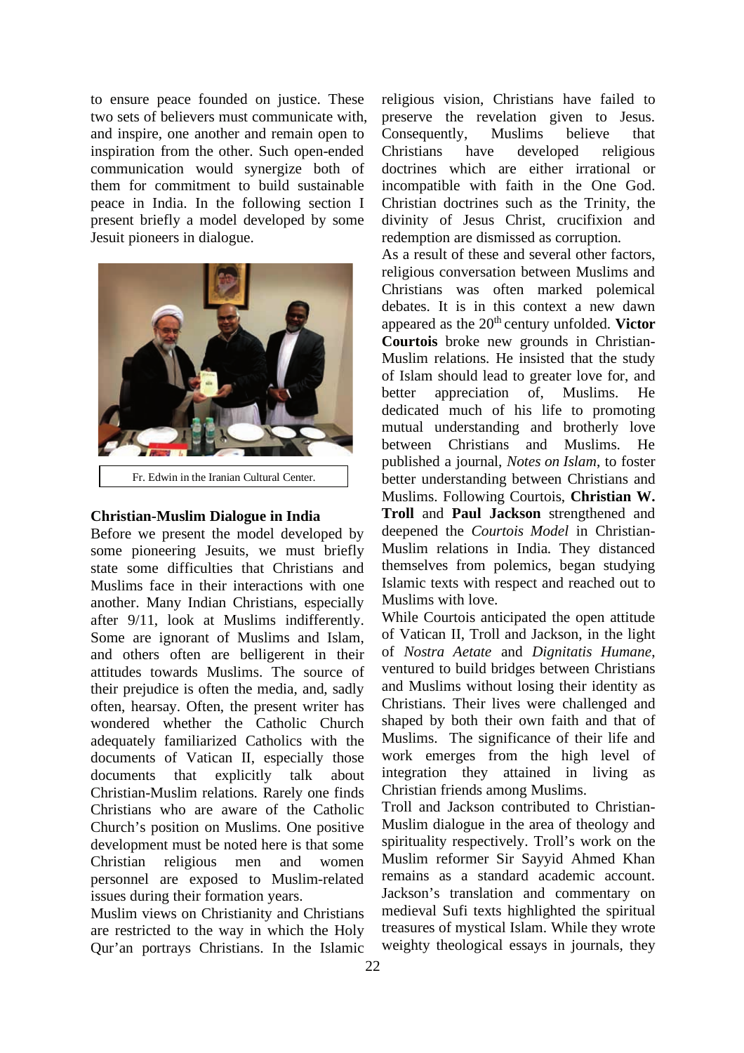to ensure peace founded on justice. These two sets of believers must communicate with, and inspire, one another and remain open to inspiration from the other. Such open-ended communication would synergize both of them for commitment to build sustainable peace in India. In the following section I present briefly a model developed by some Jesuit pioneers in dialogue.

Fr. Edwin in the Iranian Cultural Center.

**Christian-Muslim Dialogue in India**

Before we present the model developed by some pioneering Jesuits, we must briefly state some difficulties that Christians and Muslims face in their interactions with one another. Many Indian Christians, especially after 9/11, look at Muslims indifferently. Some are ignorant of Muslims and Islam, and others often are belligerent in their attitudes towards Muslims. The source of their prejudice is often the media, and, sadly often, hearsay. Often, the present writer has wondered whether the Catholic Church adequately familiarized Catholics with the documents of Vatican II, especially those documents that explicitly talk about Christian-Muslim relations. Rarely one finds Christians who are aware of the Catholic Church's position on Muslims. One positive development must be noted here is that some Christian religious men and women personnel are exposed to Muslim-related issues during their formation years.

Muslim views on Christianity and Christians are restricted to the way in which the Holy Qur'an portrays Christians. In the Islamic religious vision, Christians have failed to preserve the revelation given to Jesus. Consequently, Muslims believe that Christians have developed religious doctrines which are either irrational or incompatible with faith in the One God. Christian doctrines such as the Trinity, the divinity of Jesus Christ, crucifixion and redemption are dismissed as corruption.

As a result of these and several other factors, religious conversation between Muslims and Christians was often marked polemical debates. It is in this context a new dawn appeared as the 20th century unfolded. **Victor Courtois** broke new grounds in Christian-Muslim relations. He insisted that the study of Islam should lead to greater love for, and better appreciation of, Muslims. He dedicated much of his life to promoting mutual understanding and brotherly love between Christians and Muslims. He published a journal, *Notes on Islam*, to foster better understanding between Christians and Muslims. Following Courtois, **Christian W. Troll** and **Paul Jackson** strengthened and deepened the *Courtois Model* in Christian-Muslim relations in India. They distanced themselves from polemics, began studying Islamic texts with respect and reached out to Muslims with love.

While Courtois anticipated the open attitude of Vatican II, Troll and Jackson, in the light of *Nostra Aetate* and *Dignitatis Humane*, ventured to build bridges between Christians and Muslims without losing their identity as Christians. Their lives were challenged and shaped by both their own faith and that of Muslims. The significance of their life and work emerges from the high level of integration they attained in living as Christian friends among Muslims.

Troll and Jackson contributed to Christian-Muslim dialogue in the area of theology and spirituality respectively. Troll's work on the Muslim reformer Sir Sayyid Ahmed Khan remains as a standard academic account. Jackson's translation and commentary on medieval Sufi texts highlighted the spiritual treasures of mystical Islam. While they wrote weighty theological essays in journals, they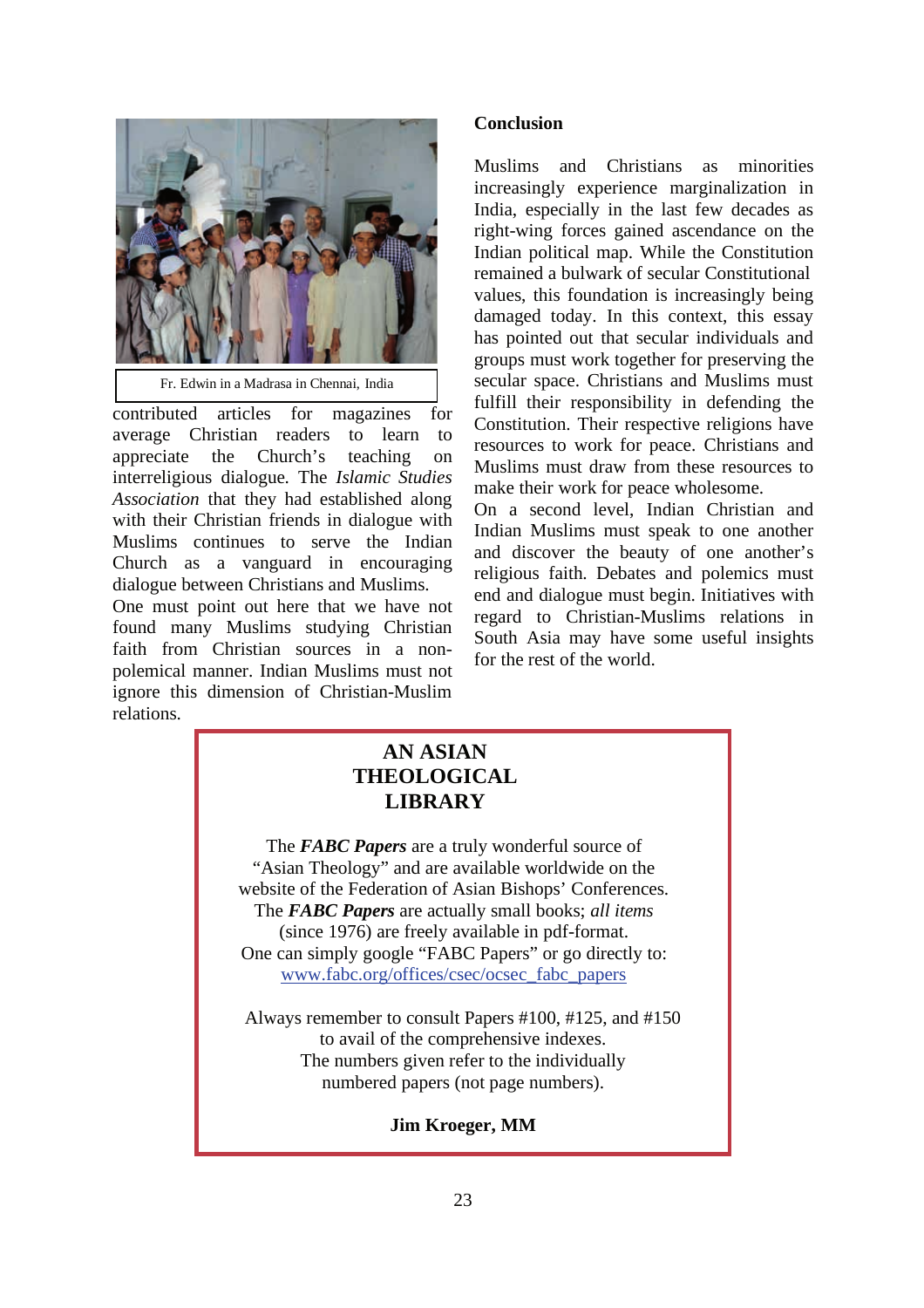Fr. Edwin in a Madrasa in Chennai, India

contributed articles for magazines for average Christian readers to learn to appreciate the Church's teaching on interreligious dialogue. The *Islamic Studies Association* that they had established along with their Christian friends in dialogue with Muslims continues to serve the Indian Church as a vanguard in encouraging dialogue between Christians and Muslims.

One must point out here that we have not found many Muslims studying Christian faith from Christian sources in a non-polemical manner. Indian Muslims must not ignore this dimension of Christian-Muslim relations.

**Conclusion**

Muslims and Christians as minorities increasingly experience marginalization in India, especially in the last few decades as right-wing forces gained ascendance on the Indian political map. While the Constitution remained a bulwark of secular Constitutional values, this foundation is increasingly being damaged today. In this context, this essay has pointed out that secular individuals and groups must work together for preserving the secular space. Christians and Muslims must fulfill their responsibility in defending the Constitution. Their respective religions have resources to work for peace. Christians and Muslims must draw from these resources to make their work for peace wholesome.

On a second level, Indian Christian and Indian Muslims must speak to one another and discover the beauty of one another's religious faith. Debates and polemics must end and dialogue must begin. Initiatives with regard to Christian-Muslims relations in South Asia may have some useful insights for the rest of the world.

**AN ASIAN THEOLOGICAL LIBRARY**

The ***FABC Papers*** are a truly wonderful source of "Asian Theology" and are available worldwide on the website of the Federation of Asian Bishops' Conferences. The ***FABC Papers*** are actually small books; *all items* (since 1976) are freely available in pdf-format. One can simply google "FABC Papers" or go directly to: www.fabc.org/offices/csec/ocsec_fabc_papers

Always remember to consult Papers #100, #125, and #150 to avail of the comprehensive indexes. The numbers given refer to the individually numbered papers (not page numbers).

**Jim Kroeger, MM**